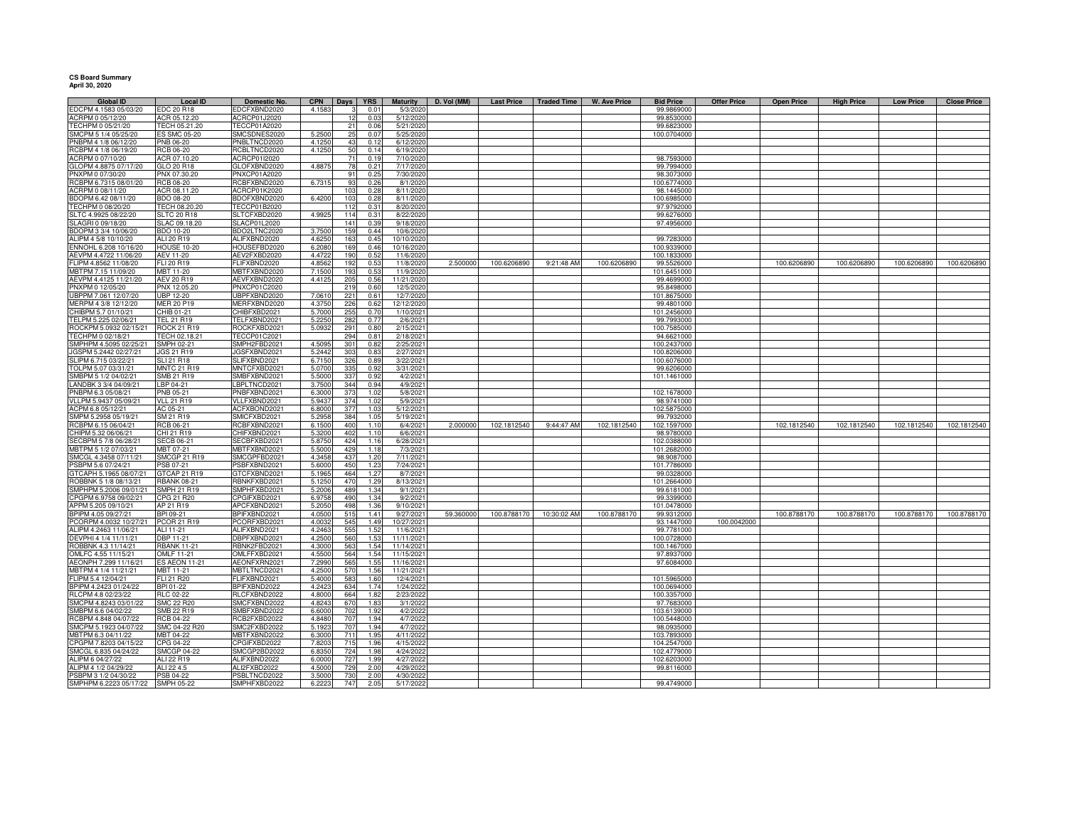**CS Board Summary**
**April 30, 2020**

| Global ID | Local ID | Domestic No. | CPN | Days | YRS | Maturity | D. Vol (MM) | Last Price | Traded Time | W. Ave Price | Bid Price | Offer Price | Open Price | High Price | Low Price | Close Price |
|---|---|---|---|---|---|---|---|---|---|---|---|---|---|---|---|---|
| EDCPM 4.1583 05/03/20 | EDC 20 R18 | EDCFXBND2020 | 4.1583 | 3 | 0.01 | 5/3/2020 | | | | | 99.9869000 | | | | | |
| ACRPM 0 05/12/20 | ACR 05.12.20 | ACRCP01J2020 | | 12 | 0.03 | 5/12/2020 | | | | | 99.8530000 | | | | | |
| TECHPM 0 05/21/20 | TECH 05.21.20 | TECCP01A2020 | | 21 | 0.06 | 5/21/2020 | | | | | 99.6823000 | | | | | |
| SMCPM 5 1/4 05/25/20 | ES SMC 05-20 | SMCSDNES2020 | 5.2500 | 25 | 0.07 | 5/25/2020 | | | | | 100.0704000 | | | | | |
| PNBPM 4 1/8 06/12/20 | PNB 06-20 | PNBLTNCD2020 | 4.1250 | 43 | 0.12 | 6/12/2020 | | | | | | | | | | |
| RCBPM 4 1/8 06/19/20 | RCB 06-20 | RCBLTNCD2020 | 4.1250 | 50 | 0.14 | 6/19/2020 | | | | | | | | | | |
| ACRPM 0 07/10/20 | ACR 07.10.20 | ACRCP01I2020 | | 71 | 0.19 | 7/10/2020 | | | | | 98.7593000 | | | | | |
| GLOPM 4.8875 07/17/20 | GLO 20 R18 | GLOFXBND2020 | 4.8875 | 78 | 0.21 | 7/17/2020 | | | | | 99.7994000 | | | | | |
| PNXPM 0 07/30/20 | PNX 07.30.20 | PNXCP01A2020 | | 91 | 0.25 | 7/30/2020 | | | | | 98.3073000 | | | | | |
| RCBPM 6.7315 08/01/20 | RCB 08-20 | RCBFXBND2020 | 6.7315 | 93 | 0.26 | 8/1/2020 | | | | | 100.6774000 | | | | | |
| ACRPM 0 08/11/20 | ACR 08.11.20 | ACRCP01K2020 | | 103 | 0.28 | 8/11/2020 | | | | | 98.1445000 | | | | | |
| BDOPM 6.42 08/11/20 | BDO 08-20 | BDOFXBND2020 | 6.4200 | 103 | 0.28 | 8/11/2020 | | | | | 100.6985000 | | | | | |
| TECHPM 0 08/20/20 | TECH 08.20.20 | TECCP01B2020 | | 112 | 0.31 | 8/20/2020 | | | | | 97.9792000 | | | | | |
| SLTC 4.9925 08/22/20 | SLTC 20 R18 | SLTCFXBD2020 | 4.9925 | 114 | 0.31 | 8/22/2020 | | | | | 99.6276000 | | | | | |
| SLAGRI 0 09/18/20 | SLAC 09.18.20 | SLACP01L2020 | | 141 | 0.39 | 9/18/2020 | | | | | 97.4956000 | | | | | |
| BDOPM 3 3/4 10/06/20 | BDO 10-20 | BDO2LTNC2020 | 3.7500 | 159 | 0.44 | 10/6/2020 | | | | | | | | | | |
| ALIPM 4 5/8 10/10/20 | ALI 20 R19 | ALIFXBND2020 | 4.6250 | 163 | 0.45 | 10/10/2020 | | | | | 99.7283000 | | | | | |
| ENNOHL 6.208 10/16/20 | HOUSE 10-20 | HOUSEFBD2020 | 6.2080 | 169 | 0.46 | 10/16/2020 | | | | | 100.9339000 | | | | | |
| AEVPM 4.4722 11/06/20 | AEV 11-20 | AEV2FXBD2020 | 4.4722 | 190 | 0.52 | 11/6/2020 | | | | | 100.1833000 | | | | | |
| FLIPM 4.8562 11/08/20 | FLI 20 R19 | FLIFXBND2020 | 4.8562 | 192 | 0.53 | 11/8/2020 | 2.500000 | 100.6206890 | 9:21:48 AM | 100.6206890 | 99.5526000 | | 100.6206890 | 100.6206890 | 100.6206890 | 100.6206890 |
| MBTPM 7.15 11/09/20 | MBT 11-20 | MBTFXBND2020 | 7.1500 | 193 | 0.53 | 11/9/2020 | | | | | 101.6451000 | | | | | |
| AEVPM 4.4125 11/21/20 | AEV 20 R19 | AEVFXBND2020 | 4.4125 | 205 | 0.56 | 11/21/2020 | | | | | 99.4699000 | | | | | |
| PNXPM 0 12/05/20 | PNX 12.05.20 | PNXCP01C2020 | | 219 | 0.60 | 12/5/2020 | | | | | 95.8498000 | | | | | |
| UBPPM 7.061 12/07/20 | UBP 12-20 | UBPFXBND2020 | 7.0610 | 221 | 0.61 | 12/7/2020 | | | | | 101.8675000 | | | | | |
| MERPM 4 3/8 12/12/20 | MER 20 P19 | MERFXBND2020 | 4.3750 | 226 | 0.62 | 12/12/2020 | | | | | 99.4801000 | | | | | |
| CHIBPM 5.7 01/10/21 | CHIB 01-21 | CHIBFXBD2021 | 5.7000 | 255 | 0.70 | 1/10/2021 | | | | | 101.2456000 | | | | | |
| TELPM 5.225 02/06/21 | TEL 21 R19 | TELFXBND2021 | 5.2250 | 282 | 0.77 | 2/6/2021 | | | | | 99.7993000 | | | | | |
| ROCKPM 5.0932 02/15/21 | ROCK 21 R19 | ROCKFXBD2021 | 5.0932 | 291 | 0.80 | 2/15/2021 | | | | | 100.7585000 | | | | | |
| TECHPM 0 02/18/21 | TECH 02.18.21 | TECCP01C2021 | | 294 | 0.81 | 2/18/2021 | | | | | 94.6621000 | | | | | |
| SMPHPM 4.5095 02/25/21 | SMPH 02-21 | SMPH2FBD2021 | 4.5095 | 301 | 0.82 | 2/25/2021 | | | | | 100.2437000 | | | | | |
| JGSPM 5.2442 02/27/21 | JGS 21 R19 | JGSFXBND2021 | 5.2442 | 303 | 0.83 | 2/27/2021 | | | | | 100.8206000 | | | | | |
| SLIPM 6.715 03/22/21 | SLI 21 R18 | SLIFXBND2021 | 6.7150 | 326 | 0.89 | 3/22/2021 | | | | | 100.6076000 | | | | | |
| TOLPM 5.07 03/31/21 | MNTC 21 R19 | MNTCFXBD2021 | 5.0700 | 335 | 0.92 | 3/31/2021 | | | | | 99.6206000 | | | | | |
| SMBPM 5 1/2 04/02/21 | SMB 21 R19 | SMBFXBND2021 | 5.5000 | 337 | 0.92 | 4/2/2021 | | | | | 101.1461000 | | | | | |
| LANDBK 3 3/4 04/09/21 | LBP 04-21 | LBPLTNCD2021 | 3.7500 | 344 | 0.94 | 4/9/2021 | | | | | | | | | | |
| PNBPM 6.3 05/08/21 | PNB 05-21 | PNBFXBND2021 | 6.3000 | 373 | 1.02 | 5/8/2021 | | | | | 102.1678000 | | | | | |
| VLLPM 5.9437 05/09/21 | VLL 21 R19 | VLLFXBND2021 | 5.9437 | 374 | 1.02 | 5/9/2021 | | | | | 98.9741000 | | | | | |
| ACPM 6.8 05/12/21 | AC 05-21 | ACFXBOND2021 | 6.8000 | 377 | 1.03 | 5/12/2021 | | | | | 102.5875000 | | | | | |
| SMPM 5.2958 05/19/21 | SM 21 R19 | SMICFXBD2021 | 5.2958 | 384 | 1.05 | 5/19/2021 | | | | | 99.7932000 | | | | | |
| RCBPM 6.15 06/04/21 | RCB 06-21 | RCBFXBND2021 | 6.1500 | 400 | 1.10 | 6/4/2021 | 2.000000 | 102.1812540 | 9:44:47 AM | 102.1812540 | 102.1597000 | | 102.1812540 | 102.1812540 | 102.1812540 | 102.1812540 |
| CHIPM 5.32 06/06/21 | CHI 21 R19 | CHIFXBND2021 | 5.3200 | 402 | 1.10 | 6/6/2021 | | | | | 98.9780000 | | | | | |
| SECBPM 5 7/8 06/28/21 | SECB 06-21 | SECBFXBD2021 | 5.8750 | 424 | 1.16 | 6/28/2021 | | | | | 102.0388000 | | | | | |
| MBTPM 5 1/2 07/03/21 | MBT 07-21 | MBTFXBND2021 | 5.5000 | 429 | 1.18 | 7/3/2021 | | | | | 101.2682000 | | | | | |
| SMCGL 4.3458 07/11/21 | SMCGP 21 R19 | SMCGPFBD2021 | 4.3458 | 437 | 1.20 | 7/11/2021 | | | | | 98.9087000 | | | | | |
| PSBPM 5.6 07/24/21 | PSB 07-21 | PSBFXBND2021 | 5.6000 | 450 | 1.23 | 7/24/2021 | | | | | 101.7786000 | | | | | |
| GTCAPH 5.1965 08/07/21 | GTCAP 21 R19 | GTCFXBND2021 | 5.1965 | 464 | 1.27 | 8/7/2021 | | | | | 99.0328000 | | | | | |
| ROBBNK 5 1/8 08/13/21 | RBANK 08-21 | RBNKFXBD2021 | 5.1250 | 470 | 1.29 | 8/13/2021 | | | | | 101.2664000 | | | | | |
| SMPHPM 5.2006 09/01/21 | SMPH 21 R19 | SMPHFXBD2021 | 5.2006 | 489 | 1.34 | 9/1/2021 | | | | | 99.6181000 | | | | | |
| CPGPM 6.9758 09/02/21 | CPG 21 R20 | CPGIFXBD2021 | 6.9758 | 490 | 1.34 | 9/2/2021 | | | | | 99.3399000 | | | | | |
| APPM 5.205 09/10/21 | AP 21 R19 | APCFXBND2021 | 5.2050 | 498 | 1.36 | 9/10/2021 | | | | | 101.0478000 | | | | | |
| BPIPM 4.05 09/27/21 | BPI 09-21 | BPIFXBND2021 | 4.0500 | 515 | 1.41 | 9/27/2021 | 59.360000 | 100.8788170 | 10:30:02 AM | 100.8788170 | 99.9312000 | | 100.8788170 | 100.8788170 | 100.8788170 | 100.8788170 |
| PCORPM 4.0032 10/27/21 | PCOR 21 R19 | PCORFXBD2021 | 4.0032 | 545 | 1.49 | 10/27/2021 | | | | | 93.1447000 | 100.0042000 | | | | |
| ALIPM 4.2463 11/06/21 | ALI 11-21 | ALIFXBND2021 | 4.2463 | 555 | 1.52 | 11/6/2021 | | | | | 99.7781000 | | | | | |
| DEVPHI 4 1/4 11/11/21 | DBP 11-21 | DBPPXBND2021 | 4.2500 | 560 | 1.53 | 11/11/2021 | | | | | 100.0728000 | | | | | |
| ROBBNK 4.3 11/14/21 | RBANK 11-21 | RBNK2FBD2021 | 4.3000 | 563 | 1.54 | 11/14/2021 | | | | | 100.1467000 | | | | | |
| OMLFC 4.55 11/15/21 | OMLF 11-21 | OMLFFXBD2021 | 4.5500 | 564 | 1.54 | 11/15/2021 | | | | | 97.8937000 | | | | | |
| AEONPH 7.299 11/16/21 | ES AEON 11-21 | AEONFXRN2021 | 7.2990 | 565 | 1.55 | 11/16/2021 | | | | | 97.6084000 | | | | | |
| MBTPM 4 1/4 11/21/21 | MBT 11-21 | MBTLTNCD2021 | 4.2500 | 570 | 1.56 | 11/21/2021 | | | | | | | | | | |
| FLIPM 5.4 12/04/21 | FLI 21 R20 | FLIFXBND2021 | 5.4000 | 583 | 1.60 | 12/4/2021 | | | | | 101.5965000 | | | | | |
| BPIPM 4.2423 01/24/22 | BPI 01-22 | BPIFXBND2022 | 4.2423 | 634 | 1.74 | 1/24/2022 | | | | | 100.0694000 | | | | | |
| RLCPM 4.8 02/23/22 | RLC 02-22 | RLCFXBND2022 | 4.8000 | 664 | 1.82 | 2/23/2022 | | | | | 100.3357000 | | | | | |
| SMCPM 4.8243 03/01/22 | SMC 22 R20 | SMCFXBND2022 | 4.8243 | 670 | 1.83 | 3/1/2022 | | | | | 97.7683000 | | | | | |
| SMBPM 6.6 04/02/22 | SMB 22 R19 | SMBFXBND2022 | 6.6000 | 702 | 1.92 | 4/2/2022 | | | | | 103.6139000 | | | | | |
| RCBPM 4.848 04/07/22 | RCB 04-22 | RCB2FXBD2022 | 4.8480 | 707 | 1.94 | 4/7/2022 | | | | | 100.5448000 | | | | | |
| SMCPM 5.1923 04/07/22 | SMC 04-22 R20 | SMC2FXBD2022 | 5.1923 | 707 | 1.94 | 4/7/2022 | | | | | 98.0935000 | | | | | |
| MBTPM 6.3 04/11/22 | MBT 04-22 | MBTFXBND2022 | 6.3000 | 711 | 1.95 | 4/11/2022 | | | | | 103.7893000 | | | | | |
| CPGPM 7.8203 04/15/22 | CPG 04-22 | CPGIFXBD2022 | 7.8203 | 715 | 1.96 | 4/15/2022 | | | | | 104.2547000 | | | | | |
| SMCGL 6.835 04/24/22 | SMCGP 04-22 | SMCGP2BD2022 | 6.8350 | 724 | 1.98 | 4/24/2022 | | | | | 102.4779000 | | | | | |
| ALIPM 6 04/27/22 | ALI 22 R19 | ALIFXBND2022 | 6.0000 | 727 | 1.99 | 4/27/2022 | | | | | 102.6203000 | | | | | |
| ALIPM 4 1/2 04/29/22 | ALI 22 4.5 | ALI2FXBD2022 | 4.5000 | 729 | 2.00 | 4/29/2022 | | | | | 99.8116000 | | | | | |
| PSBPM 3 1/2 04/30/22 | PSB 04-22 | PSBLTNCD2022 | 3.5000 | 730 | 2.00 | 4/30/2022 | | | | | | | | | | |
| SMPHPM 6.2223 05/17/22 | SMPH 05-22 | SMPHFXBD2022 | 6.2223 | 747 | 2.05 | 5/17/2022 | | | | | 99.4749000 | | | | | |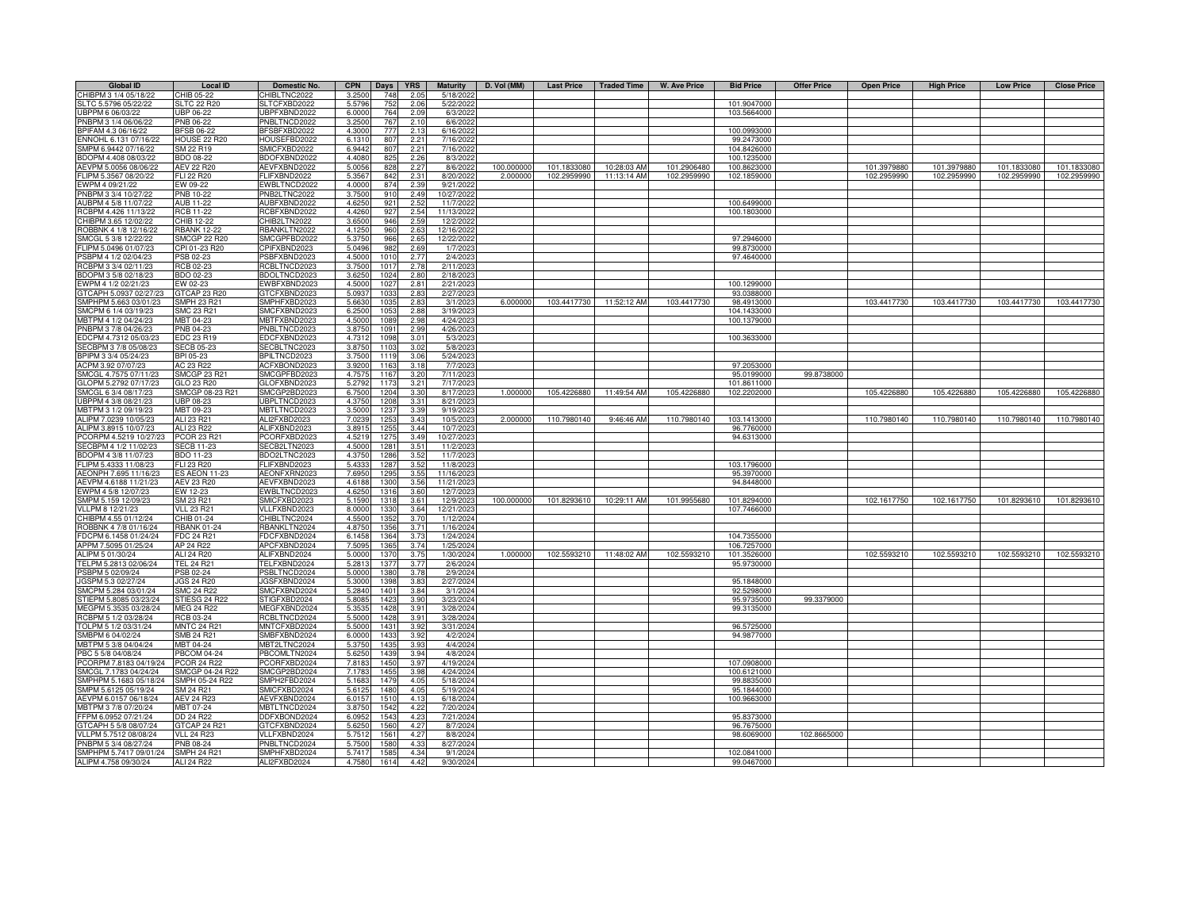| Global ID | Local ID | Domestic No. | CPN | Days | YRS | Maturity | D. Vol (MM) | Last Price | Traded Time | W. Ave Price | Bid Price | Offer Price | Open Price | High Price | Low Price | Close Price |
|---|---|---|---|---|---|---|---|---|---|---|---|---|---|---|---|---|
| CHIBPM 3 1/4 05/18/22 | CHIB 05-22 | CHIBLTNC2022 | 3.2500 | 748 | 2.05 | 5/18/2022 | | | | | | | | | | |
| SLTC 5.5796 05/22/22 | SLTC 22 R20 | SLTCFXBD2022 | 5.5796 | 752 | 2.06 | 5/22/2022 | | | | | 101.9047000 | | | | | |
| UBPPM 6 06/03/22 | UBP 06-22 | UBPFXBND2022 | 6.0000 | 764 | 2.09 | 6/3/2022 | | | | | 103.5664000 | | | | | |
| PNBPM 3 1/4 06/06/22 | PNB 06-22 | PNBLTNCD2022 | 3.2500 | 767 | 2.10 | 6/6/2022 | | | | | | | | | | |
| BPIFAM 4.3 06/16/22 | BFSB 06-22 | BFSBFXBD2022 | 4.3000 | 777 | 2.13 | 6/16/2022 | | | | | 100.0993000 | | | | | |
| ENNOHL 6.131 07/16/22 | HOUSE 22 R20 | HOUSEFBD2022 | 6.1310 | 807 | 2.21 | 7/16/2022 | | | | | 99.2473000 | | | | | |
| SMPM 6.9442 07/16/22 | SM 22 R19 | SMICFXBD2022 | 6.9442 | 807 | 2.21 | 7/16/2022 | | | | | 104.8426000 | | | | | |
| BDOPM 4.408 08/03/22 | BDO 08-22 | BDOFXBND2022 | 4.4080 | 825 | 2.26 | 8/3/2022 | | | | | 100.1235000 | | | | | |
| AEVPM 5.0056 08/06/22 | AEV 22 R20 | AEVFXBND2022 | 5.0056 | 828 | 2.27 | 8/6/2022 | 100.000000 | 101.1833080 | 10:28:03 AM | 101.2906480 | 100.8623000 | | 101.3979880 | 101.3979880 | 101.1833080 | 101.1833080 |
| FLIPM 5.3567 08/20/22 | FLI 22 R20 | FLIFXBND2022 | 5.3567 | 842 | 2.31 | 8/20/2022 | 2.000000 | 102.2959990 | 11:13:14 AM | 102.2959990 | 102.1859000 | | 102.2959990 | 102.2959990 | 102.2959990 | 102.2959990 |
| EWPM 4 09/21/22 | EW 09-22 | EWBLTNCD2022 | 4.0000 | 874 | 2.39 | 9/21/2022 | | | | | | | | | | |
| PNBPM 3 3/4 10/27/22 | PNB 10-22 | PNB2LTNC2022 | 3.7500 | 910 | 2.49 | 10/27/2022 | | | | | | | | | | |
| AUBPM 4 5/8 11/07/22 | AUB 11-22 | AUBFXBND2022 | 4.6250 | 921 | 2.52 | 11/7/2022 | | | | | 100.6499000 | | | | | |
| RCBPM 4.426 11/13/22 | RCB 11-22 | RCBFXBND2022 | 4.4260 | 927 | 2.54 | 11/13/2022 | | | | | 100.1803000 | | | | | |
| CHIBPM 3.65 12/02/22 | CHIB 12-22 | CHIB2LTN2022 | 3.6500 | 946 | 2.59 | 12/2/2022 | | | | | | | | | | |
| ROBBNK 4 1/8 12/16/22 | RBANK 12-22 | RBANKLTN2022 | 4.1250 | 960 | 2.63 | 12/16/2022 | | | | | | | | | | |
| SMCGL 5 3/8 12/22/22 | SMCGP 22 R20 | SMCGPFBD2022 | 5.3750 | 966 | 2.65 | 12/22/2022 | | | | | 97.2946000 | | | | | |
| FLIPM 5.0496 01/07/23 | CPI 01-23 R20 | CPIFXBND2023 | 5.0496 | 982 | 2.69 | 1/7/2023 | | | | | 99.8730000 | | | | | |
| PSBPM 4 1/2 02/04/23 | PSB 02-23 | PSBFXBND2023 | 4.5000 | 1010 | 2.77 | 2/4/2023 | | | | | 97.4640000 | | | | | |
| RCBPM 3 3/4 02/11/23 | RCB 02-23 | RCBLTNCD2023 | 3.7500 | 1017 | 2.78 | 2/11/2023 | | | | | | | | | | |
| BDOPM 3 5/8 02/18/23 | BDO 02-23 | BDOLTNCD2023 | 3.6250 | 1024 | 2.80 | 2/18/2023 | | | | | | | | | | |
| EWPM 4 1/2 02/21/23 | EW 02-23 | EWBFXBND2023 | 4.5000 | 1027 | 2.81 | 2/21/2023 | | | | | 100.1299000 | | | | | |
| GTCAPH 5.0937 02/27/23 | GTCAP 23 R20 | GTCFXBND2023 | 5.0937 | 1033 | 2.83 | 2/27/2023 | | | | | 93.0388000 | | | | | |
| SMPHPM 5.663 03/01/23 | SMPH 23 R21 | SMPHFXBD2023 | 5.6630 | 1035 | 2.83 | 3/1/2023 | 6.000000 | 103.4417730 | 11:52:12 AM | 103.4417730 | 98.4913000 | | 103.4417730 | 103.4417730 | 103.4417730 | 103.4417730 |
| SMCPM 6 1/4 03/19/23 | SMC 23 R21 | SMCFXBND2023 | 6.2500 | 1053 | 2.88 | 3/19/2023 | | | | | 104.1433000 | | | | | |
| MBTPM 4 1/2 04/24/23 | MBT 04-23 | MBTFXBND2023 | 4.5000 | 1089 | 2.98 | 4/24/2023 | | | | | 100.1379000 | | | | | |
| PNBPM 3 7/8 04/26/23 | PNB 04-23 | PNBLTNCD2023 | 3.8750 | 1091 | 2.99 | 4/26/2023 | | | | | | | | | | |
| EDCPM 4.7312 05/03/23 | EDC 23 R19 | EDCFXBND2023 | 4.7312 | 1098 | 3.01 | 5/3/2023 | | | | | 100.3633000 | | | | | |
| SECBPM 3 7/8 05/08/23 | SECB 05-23 | SECBLTNC2023 | 3.8750 | 1103 | 3.02 | 5/8/2023 | | | | | | | | | | |
| BPIPM 3 3/4 05/24/23 | BPI 05-23 | BPILTNCD2023 | 3.7500 | 1119 | 3.06 | 5/24/2023 | | | | | | | | | | |
| ACPM 3.92 07/07/23 | AC 23 R22 | ACFXBOND2023 | 3.9200 | 1163 | 3.18 | 7/7/2023 | | | | | 97.2053000 | | | | | |
| SMCGL 4.7575 07/11/23 | SMCGP 23 R21 | SMCGPFBD2023 | 4.7575 | 1167 | 3.20 | 7/11/2023 | | | | | 95.0199000 | 99.8738000 | | | | |
| GLOPM 5.2792 07/17/23 | GLO 23 R20 | GLOFXBND2023 | 5.2792 | 1173 | 3.21 | 7/17/2023 | | | | | 101.8611000 | | | | | |
| SMCGL 6 3/4 08/17/23 | SMCGP 08-23 R21 | SMCGP2BD2023 | 6.7500 | 1204 | 3.30 | 8/17/2023 | 1.000000 | 105.4226880 | 11:49:54 AM | 105.4226880 | 102.2202000 | | 105.4226880 | 105.4226880 | 105.4226880 | 105.4226880 |
| UBPPM 4 3/8 08/21/23 | UBP 08-23 | UBPLTNCD2023 | 4.3750 | 1208 | 3.31 | 8/21/2023 | | | | | | | | | | |
| MBTPM 3 1/2 09/19/23 | MBT 09-23 | MBTLTNCD2023 | 3.5000 | 1237 | 3.39 | 9/19/2023 | | | | | | | | | | |
| ALIPM 7.0239 10/05/23 | ALI 23 R21 | ALI2FXBD2023 | 7.0239 | 1253 | 3.43 | 10/5/2023 | 2.000000 | 110.7980140 | 9:46:46 AM | 110.7980140 | 103.1413000 | | 110.7980140 | 110.7980140 | 110.7980140 | 110.7980140 |
| ALIPM 3.8915 10/07/23 | ALI 23 R22 | ALIFXBND2023 | 3.8915 | 1255 | 3.44 | 10/7/2023 | | | | | 96.7760000 | | | | | |
| PCORPM 4.5219 10/27/23 | PCOR 23 R21 | PCORFXBD2023 | 4.5219 | 1275 | 3.49 | 10/27/2023 | | | | | 94.6313000 | | | | | |
| SECBPM 4 1/2 11/02/23 | SECB 11-23 | SECB2LTN2023 | 4.5000 | 1281 | 3.51 | 11/2/2023 | | | | | | | | | | |
| BDOPM 4 3/8 11/07/23 | BDO 11-23 | BDO2LTNC2023 | 4.3750 | 1286 | 3.52 | 11/7/2023 | | | | | | | | | | |
| FLIPM 5.4333 11/08/23 | FLI 23 R20 | FLIFXBND2023 | 5.4333 | 1287 | 3.52 | 11/8/2023 | | | | | 103.1796000 | | | | | |
| AEONPH 7.695 11/16/23 | ES AEON 11-23 | AEONFXRN2023 | 7.6950 | 1295 | 3.55 | 11/16/2023 | | | | | 95.3970000 | | | | | |
| AEVPM 4.6188 11/21/23 | AEV 23 R20 | AEVFXBND2023 | 4.6188 | 1300 | 3.56 | 11/21/2023 | | | | | 94.8448000 | | | | | |
| EWPM 4 5/8 12/07/23 | EW 12-23 | EWBLTNCD2023 | 4.6250 | 1316 | 3.60 | 12/7/2023 | | | | | | | | | | |
| SMPM 5.159 12/09/23 | SM 23 R21 | SMICFXBD2023 | 5.1590 | 1318 | 3.61 | 12/9/2023 | 100.000000 | 101.8293610 | 10:29:11 AM | 101.9955680 | 101.8294000 | | 102.1617750 | 102.1617750 | 101.8293610 | 101.8293610 |
| VLLPM 8 12/21/23 | VLL 23 R21 | VLLFXBND2023 | 8.0000 | 1330 | 3.64 | 12/21/2023 | | | | | 107.7466000 | | | | | |
| CHIBPM 4.55 01/12/24 | CHIB 01-24 | CHIBLTNC2024 | 4.5500 | 1352 | 3.70 | 1/12/2024 | | | | | | | | | | |
| ROBBNK 4 7/8 01/16/24 | RBANK 01-24 | RBANKLTN2024 | 4.8750 | 1356 | 3.71 | 1/16/2024 | | | | | | | | | | |
| FDCPM 6.1458 01/24/24 | FDC 24 R21 | FDCFXBND2024 | 6.1458 | 1364 | 3.73 | 1/24/2024 | | | | | 104.7355000 | | | | | |
| APPM 7.5095 01/25/24 | AP 24 R22 | APCFXBND2024 | 7.5095 | 1365 | 3.74 | 1/25/2024 | | | | | 106.7257000 | | | | | |
| ALIPM 5 01/30/24 | ALI 24 R20 | ALIFXBND2024 | 5.0000 | 1370 | 3.75 | 1/30/2024 | 1.000000 | 102.5593210 | 11:48:02 AM | 102.5593210 | 101.3526000 | | 102.5593210 | 102.5593210 | 102.5593210 | 102.5593210 |
| TELPM 5.2813 02/06/24 | TEL 24 R21 | TELFXBND2024 | 5.2813 | 1377 | 3.77 | 2/6/2024 | | | | | 95.9730000 | | | | | |
| PSBPM 5 02/09/24 | PSB 02-24 | PSBLTNCD2024 | 5.0000 | 1380 | 3.78 | 2/9/2024 | | | | | | | | | | |
| JGSPM 5.3 02/27/24 | JGS 24 R20 | JGSFXBND2024 | 5.3000 | 1398 | 3.83 | 2/27/2024 | | | | | 95.1848000 | | | | | |
| SMCPM 5.284 03/01/24 | SMC 24 R22 | SMCFXBND2024 | 5.2840 | 1401 | 3.84 | 3/1/2024 | | | | | 92.5298000 | | | | | |
| STIEPM 5.8085 03/23/24 | STIESG 24 R22 | STIGFXBD2024 | 5.8085 | 1423 | 3.90 | 3/23/2024 | | | | | 95.9735000 | 99.3379000 | | | | |
| MEGPM 5.3535 03/28/24 | MEG 24 R22 | MEGFXBND2024 | 5.3535 | 1428 | 3.91 | 3/28/2024 | | | | | 99.3135000 | | | | | |
| RCBPM 5 1/2 03/28/24 | RCB 03-24 | RCBLTNCD2024 | 5.5000 | 1428 | 3.91 | 3/28/2024 | | | | | | | | | | |
| TOLPM 5 1/2 03/31/24 | MNTC 24 R21 | MNTCFXBD2024 | 5.5000 | 1431 | 3.92 | 3/31/2024 | | | | | 96.5725000 | | | | | |
| SMBPM 6 04/02/24 | SMB 24 R21 | SMBFXBND2024 | 6.0000 | 1433 | 3.92 | 4/2/2024 | | | | | 94.9877000 | | | | | |
| MBTPM 5 3/8 04/04/24 | MBT 04-24 | MBT2LTNC2024 | 5.3750 | 1435 | 3.93 | 4/4/2024 | | | | | | | | | | |
| PBC 5 5/8 04/08/24 | PBCOM 04-24 | PBCOMLTN2024 | 5.6250 | 1439 | 3.94 | 4/8/2024 | | | | | | | | | | |
| PCORPM 7.8183 04/19/24 | PCOR 24 R22 | PCORFXBD2024 | 7.8183 | 1450 | 3.97 | 4/19/2024 | | | | | 107.0908000 | | | | | |
| SMCGL 7.1783 04/24/24 | SMCGP 04-24 R22 | SMCGP2BD2024 | 7.1783 | 1455 | 3.98 | 4/24/2024 | | | | | 100.6121000 | | | | | |
| SMPHPM 5.1683 05/18/24 | SMPH 05-24 R22 | SMPH2FBD2024 | 5.1683 | 1479 | 4.05 | 5/18/2024 | | | | | 99.8835000 | | | | | |
| SMPM 5.6125 05/19/24 | SM 24 R21 | SMICFXBD2024 | 5.6125 | 1480 | 4.05 | 5/19/2024 | | | | | 95.1844000 | | | | | |
| AEVPM 6.0157 06/18/24 | AEV 24 R23 | AEVFXBND2024 | 6.0157 | 1510 | 4.13 | 6/18/2024 | | | | | 100.9663000 | | | | | |
| MBTPM 3 7/8 07/20/24 | MBT 07-24 | MBTLTNCD2024 | 3.8750 | 1542 | 4.22 | 7/20/2024 | | | | | | | | | | |
| FFPM 6.0952 07/21/24 | DD 24 R22 | DDFXBOND2024 | 6.0952 | 1543 | 4.23 | 7/21/2024 | | | | | 95.8373000 | | | | | |
| GTCAPH 5 5/8 08/07/24 | GTCAP 24 R21 | GTCFXBND2024 | 5.6250 | 1560 | 4.27 | 8/7/2024 | | | | | 96.7675000 | | | | | |
| VLLPM 5.7512 08/08/24 | VLL 24 R23 | VLLFXBND2024 | 5.7512 | 1561 | 4.27 | 8/8/2024 | | | | | 98.6069000 | 102.8665000 | | | | |
| PNBPM 5 3/4 08/27/24 | PNB 08-24 | PNBLTNCD2024 | 5.7500 | 1580 | 4.33 | 8/27/2024 | | | | | | | | | | |
| SMPHPM 5.7417 09/01/24 | SMPH 24 R21 | SMPHFXBD2024 | 5.7417 | 1585 | 4.34 | 9/1/2024 | | | | | 102.0841000 | | | | | |
| ALIPM 4.758 09/30/24 | ALI 24 R22 | ALI2FXBD2024 | 4.7580 | 1614 | 4.42 | 9/30/2024 | | | | | 99.0467000 | | | | | |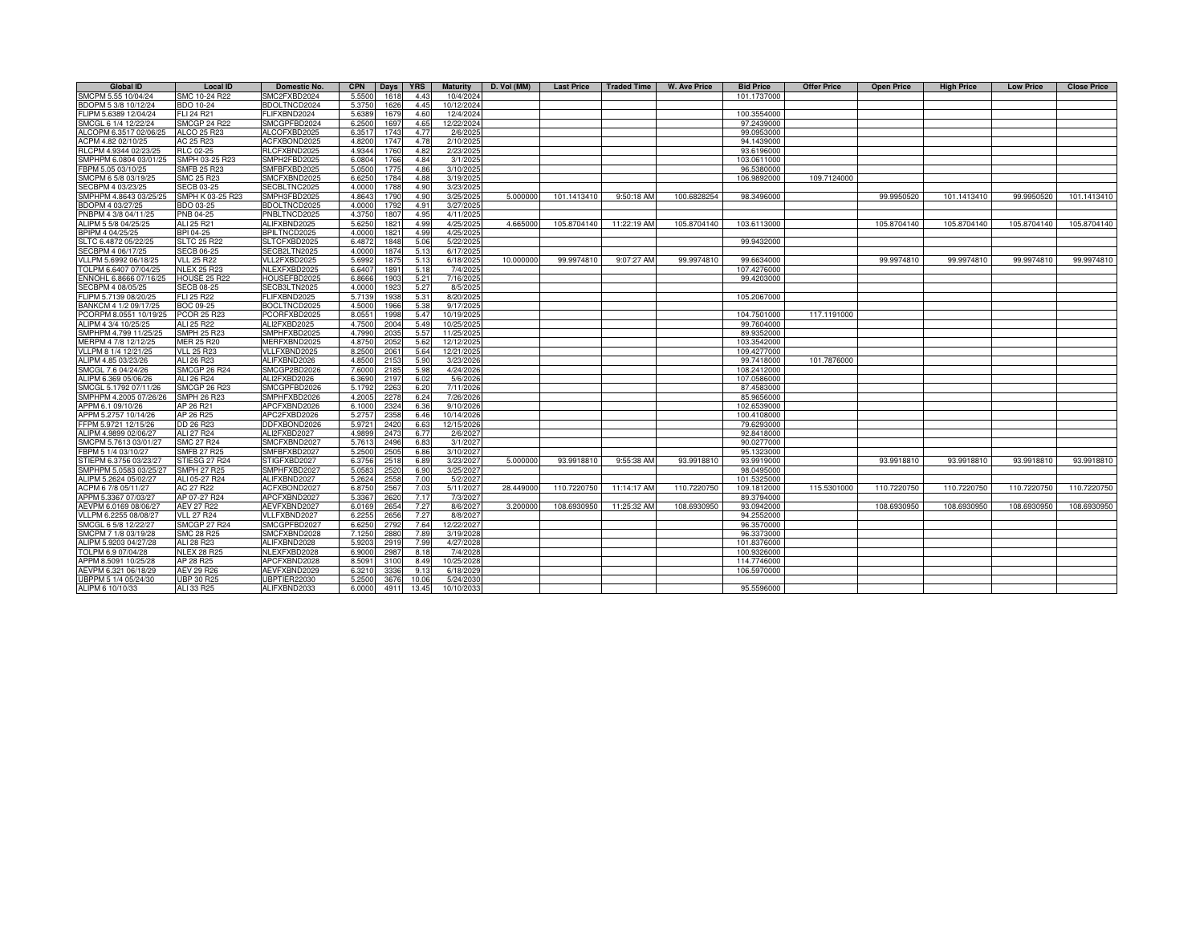| Global ID | Local ID | Domestic No. | CPN | Days | YRS | Maturity | D. Vol (MM) | Last Price | Traded Time | W. Ave Price | Bid Price | Offer Price | Open Price | High Price | Low Price | Close Price |
|---|---|---|---|---|---|---|---|---|---|---|---|---|---|---|---|---|
| SMCPM 5.55 10/04/24 | SMC 10-24 R22 | SMC2FXBD2024 | 5.5500 | 1618 | 4.43 | 10/4/2024 | | | | | 101.1737000 | | | | | |
| BDOPM 5 3/8 10/12/24 | BDO 10-24 | BDOLTNCD2024 | 5.3750 | 1626 | 4.45 | 10/12/2024 | | | | | | | | | | |
| FLIPM 5.6389 12/04/24 | FLI 24 R21 | FLIFXBND2024 | 5.6389 | 1679 | 4.60 | 12/4/2024 | | | | | 100.3554000 | | | | | |
| SMCGL 6 1/4 12/22/24 | SMCGP 24 R22 | SMCGPFBD2024 | 6.2500 | 1697 | 4.65 | 12/22/2024 | | | | | 97.2439000 | | | | | |
| ALCOPM 6.3517 02/06/25 | ALCO 25 R23 | ALCOFXBD2025 | 6.3517 | 1743 | 4.77 | 2/6/2025 | | | | | 99.0953000 | | | | | |
| ACPM 4.82 02/10/25 | AC 25 R23 | ACFXBOND2025 | 4.8200 | 1747 | 4.78 | 2/10/2025 | | | | | 94.1439000 | | | | | |
| RLCPM 4.9344 02/23/25 | RLC 02-25 | RLCFXBND2025 | 4.9344 | 1760 | 4.82 | 2/23/2025 | | | | | 93.6196000 | | | | | |
| SMPHPM 6.0804 03/01/25 | SMPH 03-25 R23 | SMPH2FBD2025 | 6.0804 | 1766 | 4.84 | 3/1/2025 | | | | | 103.0611000 | | | | | |
| FBPM 5.05 03/10/25 | SMFB 25 R23 | SMFBFXBD2025 | 5.0500 | 1775 | 4.86 | 3/10/2025 | | | | | 96.5380000 | | | | | |
| SMCPM 6 5/8 03/19/25 | SMC 25 R23 | SMCFXBND2025 | 6.6250 | 1784 | 4.88 | 3/19/2025 | | | | | 106.9892000 | 109.7124000 | | | | |
| SECBPM 4 03/23/25 | SECB 03-25 | SECBLTNC2025 | 4.0000 | 1788 | 4.90 | 3/23/2025 | | | | | | | | | | |
| SMPHPM 4.8643 03/25/25 | SMPH K 03-25 R23 | SMPH3FBD2025 | 4.8643 | 1790 | 4.90 | 3/25/2025 | 5.000000 | 101.1413410 | 9:50:18 AM | 100.6828254 | 98.3496000 | | 99.9950520 | 101.1413410 | 99.9950520 | 101.1413410 |
| BDOPM 4 03/27/25 | BDO 03-25 | BDOLTNCD2025 | 4.0000 | 1792 | 4.91 | 3/27/2025 | | | | | | | | | | |
| PNBPM 4 3/8 04/11/25 | PNB 04-25 | PNBLTNCD2025 | 4.3750 | 1807 | 4.95 | 4/11/2025 | | | | | | | | | | |
| ALIPM 5 5/8 04/25/25 | ALI 25 R21 | ALIFXBND2025 | 5.6250 | 1821 | 4.99 | 4/25/2025 | 4.665000 | 105.8704140 | 11:22:19 AM | 105.8704140 | 103.6113000 | | 105.8704140 | 105.8704140 | 105.8704140 | 105.8704140 |
| BPIPM 4 04/25/25 | BPI 04-25 | BPILTNCD2025 | 4.0000 | 1821 | 4.99 | 4/25/2025 | | | | | | | | | | |
| SLTC 6.4872 05/22/25 | SLTC 25 R22 | SLTCFXBD2025 | 6.4872 | 1848 | 5.06 | 5/22/2025 | | | | | 99.9432000 | | | | | |
| SECBPM 4 06/17/25 | SECB 06-25 | SECB2LTN2025 | 4.0000 | 1874 | 5.13 | 6/17/2025 | | | | | | | | | | |
| VLLPM 5.6992 06/18/25 | VLL 25 R22 | VLL2FXBD2025 | 5.6992 | 1875 | 5.13 | 6/18/2025 | 10.000000 | 99.9974810 | 9:07:27 AM | 99.9974810 | 99.6634000 | | 99.9974810 | 99.9974810 | 99.9974810 | 99.9974810 |
| TOLPM 6.6407 07/04/25 | NLEX 25 R23 | NLEXFXBD2025 | 6.6407 | 1891 | 5.18 | 7/4/2025 | | | | | 107.4276000 | | | | | |
| ENNOHL 6.8666 07/16/25 | HOUSE 25 R22 | HOUSEFBD2025 | 6.8666 | 1903 | 5.21 | 7/16/2025 | | | | | 99.4203000 | | | | | |
| SECBPM 4 08/05/25 | SECB 08-25 | SECB3LTN2025 | 4.0000 | 1923 | 5.27 | 8/5/2025 | | | | | | | | | | |
| FLIPM 5.7139 08/20/25 | FLI 25 R22 | FLIFXBND2025 | 5.7139 | 1938 | 5.31 | 8/20/2025 | | | | | 105.2067000 | | | | | |
| BANKCM 4 1/2 09/17/25 | BOC 09-25 | BOCLTNCD2025 | 4.5000 | 1966 | 5.38 | 9/17/2025 | | | | | | | | | | |
| PCORPM 8.0551 10/19/25 | PCOR 25 R23 | PCORFXBD2025 | 8.0551 | 1998 | 5.47 | 10/19/2025 | | | | | 104.7501000 | 117.1191000 | | | | |
| ALIPM 4 3/4 10/25/25 | ALI 25 R22 | ALI2FXBD2025 | 4.7500 | 2004 | 5.49 | 10/25/2025 | | | | | 99.7604000 | | | | | |
| SMPHPM 4.799 11/25/25 | SMPH 25 R23 | SMPHFXBD2025 | 4.7990 | 2035 | 5.57 | 11/25/2025 | | | | | 89.9352000 | | | | | |
| MERPM 4 7/8 12/12/25 | MER 25 R20 | MERFXBND2025 | 4.8750 | 2052 | 5.62 | 12/12/2025 | | | | | 103.3542000 | | | | | |
| VLLPM 8 1/4 12/21/25 | VLL 25 R23 | VLLFXBND2025 | 8.2500 | 2061 | 5.64 | 12/21/2025 | | | | | 109.4277000 | | | | | |
| ALIPM 4.85 03/23/26 | ALI 26 R23 | ALIFXBND2026 | 4.8500 | 2153 | 5.90 | 3/23/2026 | | | | | 99.7418000 | 101.7876000 | | | | |
| SMCGL 7.6 04/24/26 | SMCGP 26 R24 | SMCGP2BD2026 | 7.6000 | 2185 | 5.98 | 4/24/2026 | | | | | 108.2412000 | | | | | |
| ALIPM 6.369 05/06/26 | ALI 26 R24 | ALI2FXBD2026 | 6.3690 | 2197 | 6.02 | 5/6/2026 | | | | | 107.0586000 | | | | | |
| SMCGL 5.1792 07/11/26 | SMCGP 26 R23 | SMCGPFBD2026 | 5.1792 | 2263 | 6.20 | 7/11/2026 | | | | | 87.4583000 | | | | | |
| SMPHPM 4.2005 07/26/26 | SMPH 26 R23 | SMPHFXBD2026 | 4.2005 | 2278 | 6.24 | 7/26/2026 | | | | | 85.9656000 | | | | | |
| APPM 6.1 09/10/26 | AP 26 R21 | APCFXBND2026 | 6.1000 | 2324 | 6.36 | 9/10/2026 | | | | | 102.6539000 | | | | | |
| APPM 5.2757 10/14/26 | AP 26 R25 | APC2FXBD2026 | 5.2757 | 2358 | 6.46 | 10/14/2026 | | | | | 100.4108000 | | | | | |
| FFPM 5.9721 12/15/26 | DD 26 R23 | DDFXBOND2026 | 5.9721 | 2420 | 6.63 | 12/15/2026 | | | | | 79.6293000 | | | | | |
| ALIPM 4.9899 02/06/27 | ALI 27 R24 | ALI2FXBD2027 | 4.9899 | 2473 | 6.77 | 2/6/2027 | | | | | 92.8418000 | | | | | |
| SMCPM 5.7613 03/01/27 | SMC 27 R24 | SMCFXBND2027 | 5.7613 | 2496 | 6.83 | 3/1/2027 | | | | | 90.0277000 | | | | | |
| FBPM 5 1/4 03/10/27 | SMFB 27 R25 | SMFBFXBD2027 | 5.2500 | 2505 | 6.86 | 3/10/2027 | | | | | 95.1323000 | | | | | |
| STIEPM 6.3756 03/23/27 | STIESG 27 R24 | STIGFXBD2027 | 6.3756 | 2518 | 6.89 | 3/23/2027 | 5.000000 | 93.9918810 | 9:55:38 AM | 93.9918810 | 93.9919000 | | 93.9918810 | 93.9918810 | 93.9918810 | 93.9918810 |
| SMPHPM 5.0583 03/25/27 | SMPH 27 R25 | SMPHFXBD2027 | 5.0583 | 2520 | 6.90 | 3/25/2027 | | | | | 98.0495000 | | | | | |
| ALIPM 5.2624 05/02/27 | ALI 05-27 R24 | ALIFXBND2027 | 5.2624 | 2558 | 7.00 | 5/2/2027 | | | | | 101.5325000 | | | | | |
| ACPM 6 7/8 05/11/27 | AC 27 R22 | ACFXBOND2027 | 6.8750 | 2567 | 7.03 | 5/11/2027 | 28.449000 | 110.7220750 | 11:14:17 AM | 110.7220750 | 109.1812000 | 115.5301000 | 110.7220750 | 110.7220750 | 110.7220750 | 110.7220750 |
| APPM 5.3367 07/03/27 | AP 07-27 R24 | APCFXBND2027 | 5.3367 | 2620 | 7.17 | 7/3/2027 | | | | | 89.3794000 | | | | | |
| AEVPM 6.0169 08/06/27 | AEV 27 R22 | AEVFXBND2027 | 6.0169 | 2654 | 7.27 | 8/6/2027 | 3.200000 | 108.6930950 | 11:25:32 AM | 108.6930950 | 93.0942000 | | 108.6930950 | 108.6930950 | 108.6930950 | 108.6930950 |
| VLLPM 6.2255 08/08/27 | VLL 27 R24 | VLLFXBND2027 | 6.2255 | 2656 | 7.27 | 8/8/2027 | | | | | 94.2552000 | | | | | |
| SMCGL 6 5/8 12/22/27 | SMCGP 27 R24 | SMCGPFBD2027 | 6.6250 | 2792 | 7.64 | 12/22/2027 | | | | | 96.3570000 | | | | | |
| SMCPM 7 1/8 03/19/28 | SMC 28 R25 | SMCFXBND2028 | 7.1250 | 2880 | 7.89 | 3/19/2028 | | | | | 96.3373000 | | | | | |
| ALIPM 5.9203 04/27/28 | ALI 28 R23 | ALIFXBND2028 | 5.9203 | 2919 | 7.99 | 4/27/2028 | | | | | 101.8376000 | | | | | |
| TOLPM 6.9 07/04/28 | NLEX 28 R25 | NLEXFXBD2028 | 6.9000 | 2987 | 8.18 | 7/4/2028 | | | | | 100.9326000 | | | | | |
| APPM 8.5091 10/25/28 | AP 28 R25 | APCFXBND2028 | 8.5091 | 3100 | 8.49 | 10/25/2028 | | | | | 114.7746000 | | | | | |
| AEVPM 6.321 06/18/29 | AEV 29 R26 | AEVFXBND2029 | 6.3210 | 3336 | 9.13 | 6/18/2029 | | | | | 106.5970000 | | | | | |
| UBPPM 5 1/4 05/24/30 | UBP 30 R25 | UBPTIER22030 | 5.2500 | 3676 | 10.06 | 5/24/2030 | | | | | | | | | | |
| ALIPM 6 10/10/33 | ALI 33 R25 | ALIFXBND2033 | 6.0000 | 4911 | 13.45 | 10/10/2033 | | | | | 95.5596000 | | | | | |